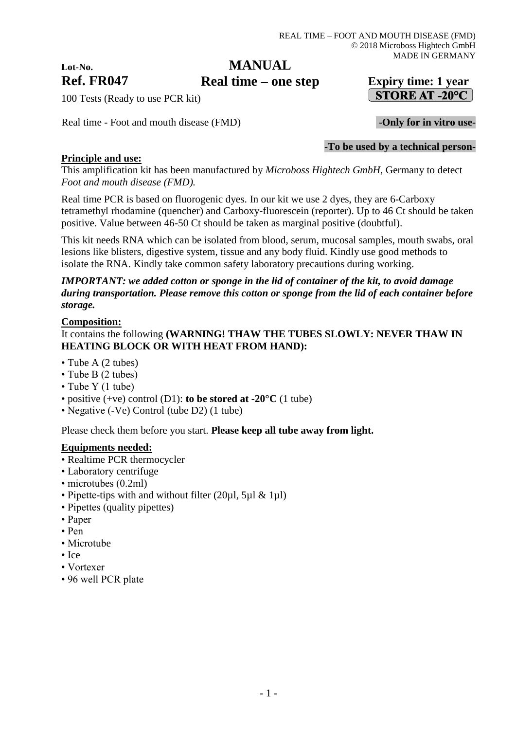**Lot-No.**

**Ref. FR047**

# MANUAL
## Real time – one step

**Expiry time: 1 year**

**STORE AT -20°C**

100 Tests (Ready to use PCR kit)

Real time - Foot and mouth disease (FMD)

**-Only for in vitro use-**

**-To be used by a technical person-**

**Principle and use:**

This amplification kit has been manufactured by *Microboss Hightech GmbH*, Germany to detect *Foot and mouth disease (FMD).*

Real time PCR is based on fluorogenic dyes. In our kit we use 2 dyes, they are 6-Carboxy tetramethyl rhodamine (quencher) and Carboxy-fluorescein (reporter). Up to 46 Ct should be taken positive. Value between 46-50 Ct should be taken as marginal positive (doubtful).

This kit needs RNA which can be isolated from blood, serum, mucosal samples, mouth swabs, oral lesions like blisters, digestive system, tissue and any body fluid. Kindly use good methods to isolate the RNA. Kindly take common safety laboratory precautions during working.

***IMPORTANT: we added cotton or sponge in the lid of container of the kit, to avoid damage during transportation. Please remove this cotton or sponge from the lid of each container before storage.***

**Composition:**

It contains the following **(WARNING! THAW THE TUBES SLOWLY: NEVER THAW IN HEATING BLOCK OR WITH HEAT FROM HAND):**

- Tube A (2 tubes)
- Tube B (2 tubes)
- Tube Y (1 tube)
- positive (+ve) control (D1): **to be stored at -20°C** (1 tube)
- Negative (-Ve) Control (tube D2) (1 tube)

Please check them before you start. **Please keep all tube away from light.**

**Equipments needed:**

- Realtime PCR thermocycler
- Laboratory centrifuge
- microtubes (0.2ml)
- Pipette-tips with and without filter (20µl, 5µl & 1µl)
- Pipettes (quality pipettes)
- Paper
- Pen
- Microtube
- Ice
- Vortexer
- 96 well PCR plate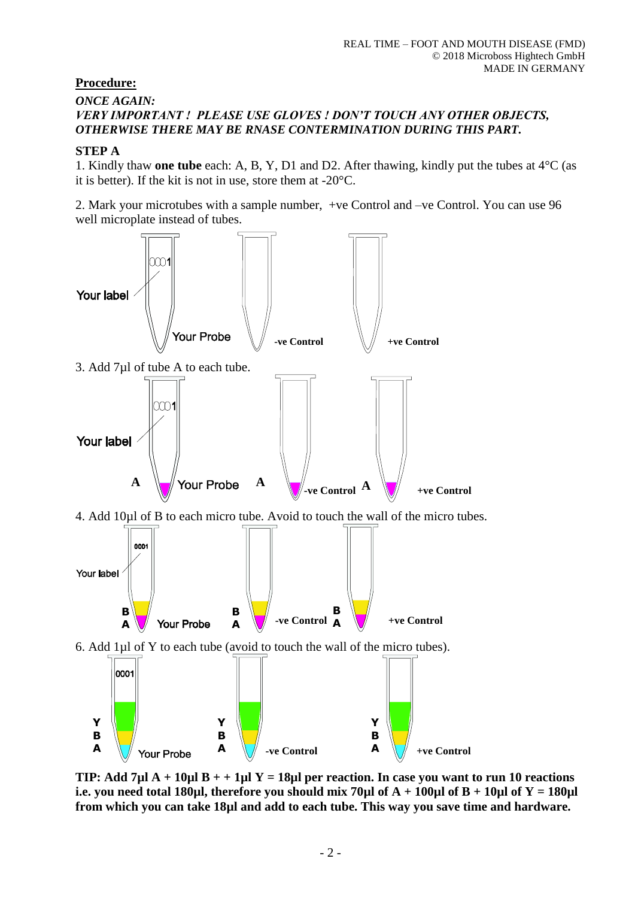**Procedure:**

***ONCE AGAIN:***
***VERY IMPORTANT ! PLEASE USE GLOVES ! DON'T TOUCH ANY OTHER OBJECTS, OTHERWISE THERE MAY BE RNASE CONTERMINATION DURING THIS PART.***

**STEP A**

1. Kindly thaw **one tube** each: A, B, Y, D1 and D2. After thawing, kindly put the tubes at 4°C (as it is better). If the kit is not in use, store them at -20°C.

2. Mark your microtubes with a sample number, +ve Control and –ve Control. You can use 96 well microplate instead of tubes.

3. Add 7µl of tube A to each tube.

4. Add 10µl of B to each micro tube. Avoid to touch the wall of the micro tubes.

6. Add 1µl of Y to each tube (avoid to touch the wall of the micro tubes).

**TIP: Add 7µl A + 10µl B + + 1µl Y = 18µl per reaction. In case you want to run 10 reactions i.e. you need total 180µl, therefore you should mix 70µl of A + 100µl of B + 10µl of Y = 180µl from which you can take 18µl and add to each tube. This way you save time and hardware.**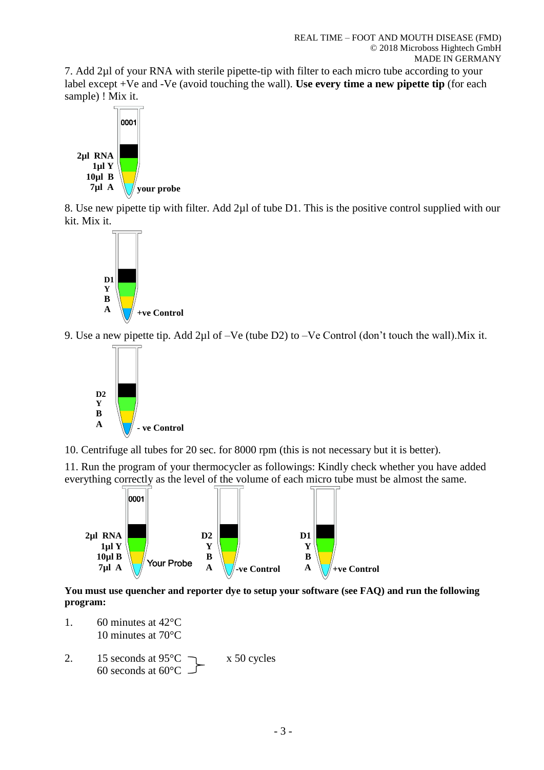7. Add 2µl of your RNA with sterile pipette-tip with filter to each micro tube according to your label except +Ve and -Ve (avoid touching the wall). **Use every time a new pipette tip** (for each sample) ! Mix it.

0001

**2µl RNA**
**1µl Y**
**10µl B**
**7µl A**
**your probe**

8. Use new pipette tip with filter. Add 2µl of tube D1. This is the positive control supplied with our kit. Mix it.

**D1**
**Y**
**B**
**A**
**+ve Control**

9. Use a new pipette tip. Add 2µl of –Ve (tube D2) to –Ve Control (don't touch the wall).Mix it.

**D2**
**Y**
**B**
**A**
**- ve Control**

10. Centrifuge all tubes for 20 sec. for 8000 rpm (this is not necessary but it is better).

11. Run the program of your thermocycler as followings: Kindly check whether you have added everything correctly as the level of the volume of each micro tube must be almost the same.

| 0001 | | |
|---|---|---|
| **2µl RNA** | **D2** | **D1** |
| **1µl Y** | **Y** | **Y** |
| **10µl B** | **B** | **B** |
| **7µl A** Your Probe | **A -ve Control** | **A +ve Control** |

**You must use quencher and reporter dye to setup your software (see FAQ) and run the following program:**

1. 60 minutes at 42°C
   10 minutes at 70°C

2. 15 seconds at 95°C
   60 seconds at 60°C  } x 50 cycles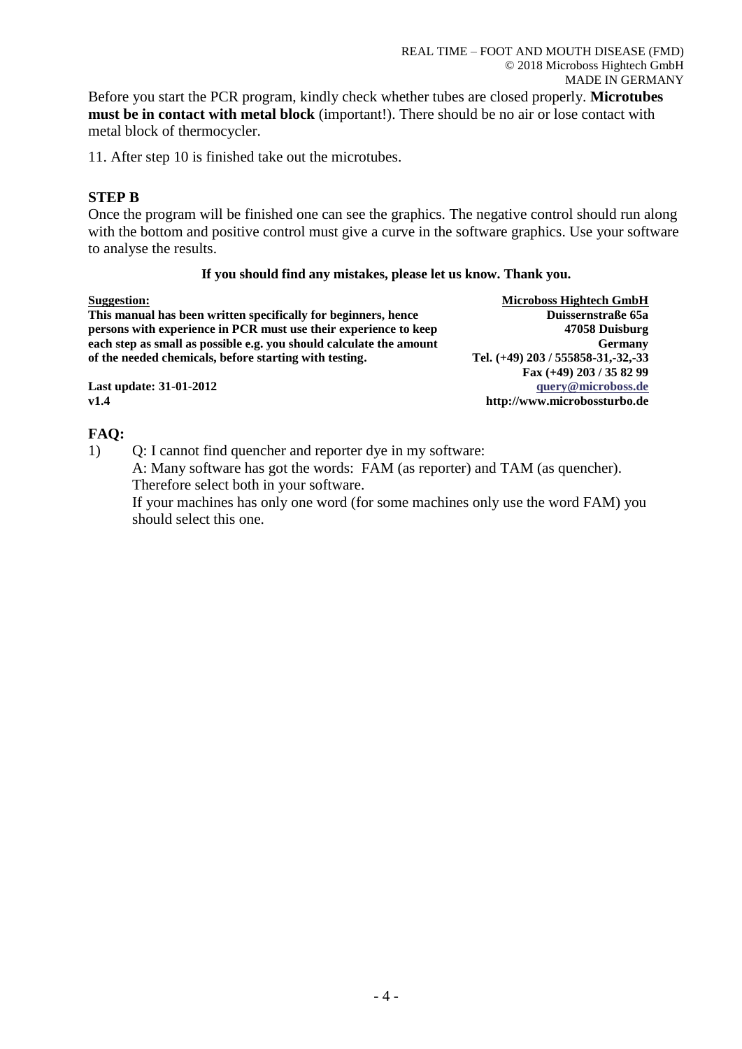Before you start the PCR program, kindly check whether tubes are closed properly. **Microtubes must be in contact with metal block** (important!). There should be no air or lose contact with metal block of thermocycler.

11. After step 10 is finished take out the microtubes.

## STEP B

Once the program will be finished one can see the graphics. The negative control should run along with the bottom and positive control must give a curve in the software graphics. Use your software to analyse the results.

**If you should find any mistakes, please let us know. Thank you.**

**Suggestion:**
**This manual has been written specifically for beginners, hence persons with experience in PCR must use their experience to keep each step as small as possible e.g. you should calculate the amount of the needed chemicals, before starting with testing.**

**Last update: 31-01-2012**
**v1.4**

**Microboss Hightech GmbH**
**Duissernstraße 65a**
**47058 Duisburg**
**Germany**
**Tel. (+49) 203 / 555858-31,-32,-33**
**Fax (+49) 203 / 35 82 99**
**query@microboss.de**
**http://www.microbossturbo.de**

## FAQ:

1) Q: I cannot find quencher and reporter dye in my software:
   A: Many software has got the words: FAM (as reporter) and TAM (as quencher). Therefore select both in your software.
   If your machines has only one word (for some machines only use the word FAM) you should select this one.